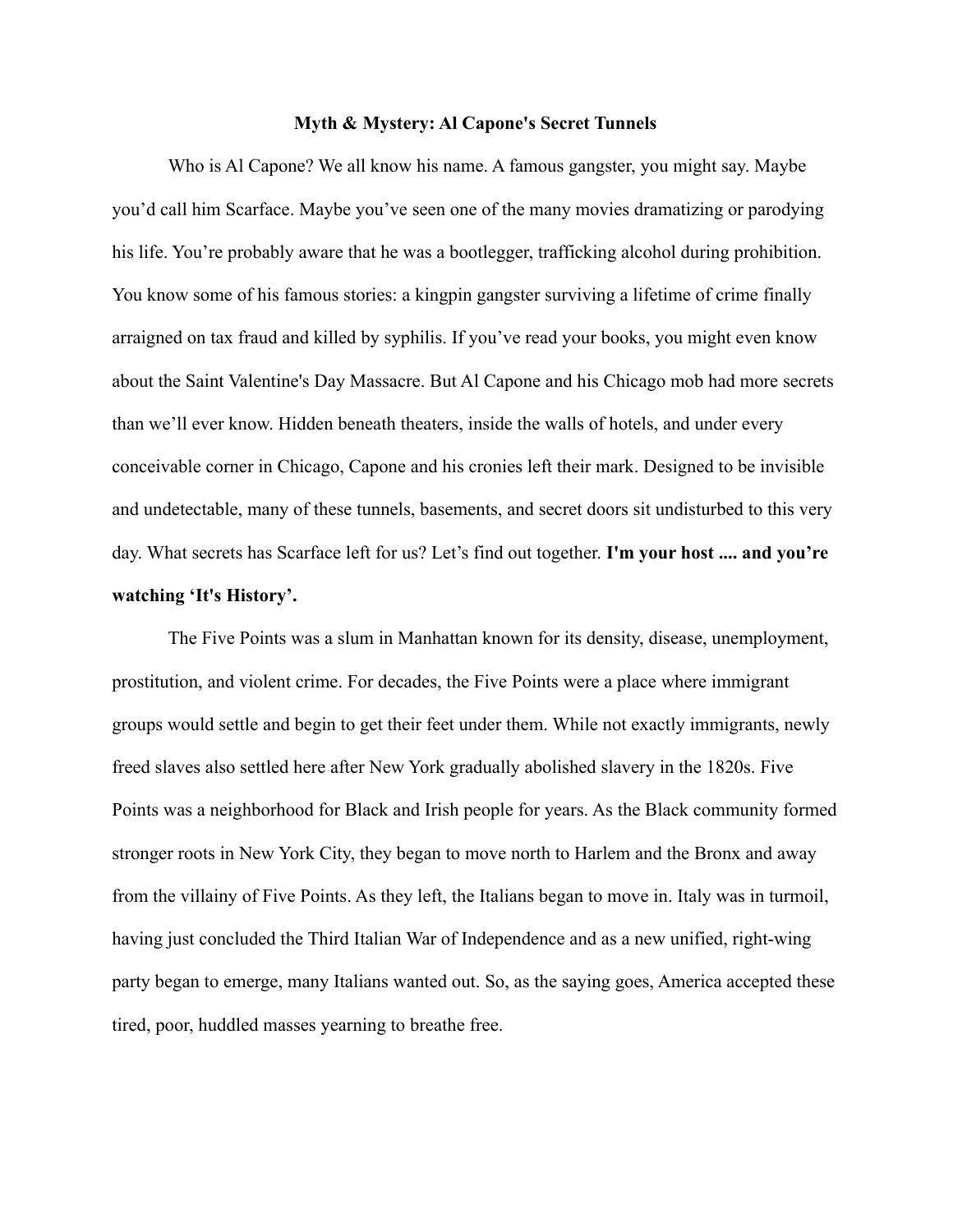# Myth & Mystery: Al Capone's Secret Tunnels

Who is Al Capone? We all know his name. A famous gangster, you might say. Maybe you'd call him Scarface. Maybe you've seen one of the many movies dramatizing or parodying his life. You're probably aware that he was a bootlegger, trafficking alcohol during prohibition. You know some of his famous stories: a kingpin gangster surviving a lifetime of crime finally arraigned on tax fraud and killed by syphilis. If you've read your books, you might even know about the Saint Valentine's Day Massacre. But Al Capone and his Chicago mob had more secrets than we'll ever know. Hidden beneath theaters, inside the walls of hotels, and under every conceivable corner in Chicago, Capone and his cronies left their mark. Designed to be invisible and undetectable, many of these tunnels, basements, and secret doors sit undisturbed to this very day. What secrets has Scarface left for us? Let's find out together. **I'm your host .... and you're watching 'It's History'.**

The Five Points was a slum in Manhattan known for its density, disease, unemployment, prostitution, and violent crime. For decades, the Five Points were a place where immigrant groups would settle and begin to get their feet under them. While not exactly immigrants, newly freed slaves also settled here after New York gradually abolished slavery in the 1820s. Five Points was a neighborhood for Black and Irish people for years. As the Black community formed stronger roots in New York City, they began to move north to Harlem and the Bronx and away from the villainy of Five Points. As they left, the Italians began to move in. Italy was in turmoil, having just concluded the Third Italian War of Independence and as a new unified, right-wing party began to emerge, many Italians wanted out. So, as the saying goes, America accepted these tired, poor, huddled masses yearning to breathe free.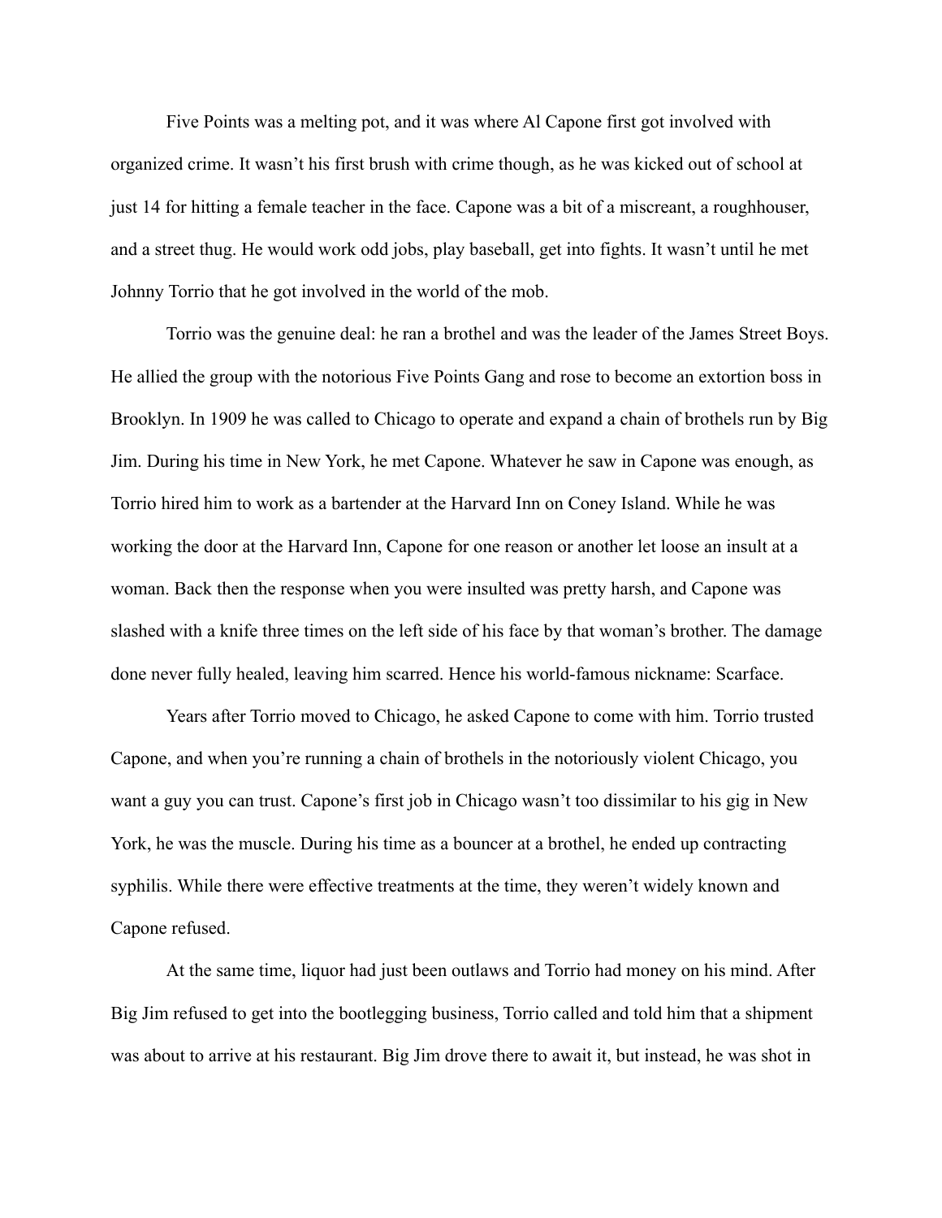Five Points was a melting pot, and it was where Al Capone first got involved with organized crime. It wasn't his first brush with crime though, as he was kicked out of school at just 14 for hitting a female teacher in the face. Capone was a bit of a miscreant, a roughhouser, and a street thug. He would work odd jobs, play baseball, get into fights. It wasn't until he met Johnny Torrio that he got involved in the world of the mob.

Torrio was the genuine deal: he ran a brothel and was the leader of the James Street Boys. He allied the group with the notorious Five Points Gang and rose to become an extortion boss in Brooklyn. In 1909 he was called to Chicago to operate and expand a chain of brothels run by Big Jim. During his time in New York, he met Capone. Whatever he saw in Capone was enough, as Torrio hired him to work as a bartender at the Harvard Inn on Coney Island. While he was working the door at the Harvard Inn, Capone for one reason or another let loose an insult at a woman. Back then the response when you were insulted was pretty harsh, and Capone was slashed with a knife three times on the left side of his face by that woman's brother. The damage done never fully healed, leaving him scarred. Hence his world-famous nickname: Scarface.

Years after Torrio moved to Chicago, he asked Capone to come with him. Torrio trusted Capone, and when you're running a chain of brothels in the notoriously violent Chicago, you want a guy you can trust. Capone's first job in Chicago wasn't too dissimilar to his gig in New York, he was the muscle. During his time as a bouncer at a brothel, he ended up contracting syphilis. While there were effective treatments at the time, they weren't widely known and Capone refused.

At the same time, liquor had just been outlaws and Torrio had money on his mind. After Big Jim refused to get into the bootlegging business, Torrio called and told him that a shipment was about to arrive at his restaurant. Big Jim drove there to await it, but instead, he was shot in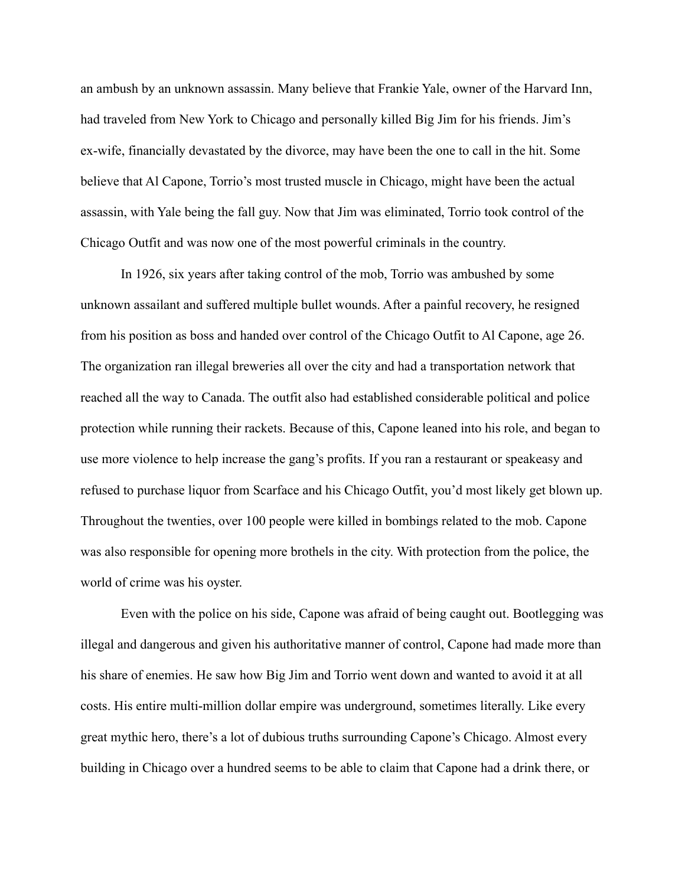an ambush by an unknown assassin. Many believe that Frankie Yale, owner of the Harvard Inn, had traveled from New York to Chicago and personally killed Big Jim for his friends. Jim's ex-wife, financially devastated by the divorce, may have been the one to call in the hit. Some believe that Al Capone, Torrio's most trusted muscle in Chicago, might have been the actual assassin, with Yale being the fall guy. Now that Jim was eliminated, Torrio took control of the Chicago Outfit and was now one of the most powerful criminals in the country.

In 1926, six years after taking control of the mob, Torrio was ambushed by some unknown assailant and suffered multiple bullet wounds. After a painful recovery, he resigned from his position as boss and handed over control of the Chicago Outfit to Al Capone, age 26. The organization ran illegal breweries all over the city and had a transportation network that reached all the way to Canada. The outfit also had established considerable political and police protection while running their rackets. Because of this, Capone leaned into his role, and began to use more violence to help increase the gang's profits. If you ran a restaurant or speakeasy and refused to purchase liquor from Scarface and his Chicago Outfit, you'd most likely get blown up. Throughout the twenties, over 100 people were killed in bombings related to the mob. Capone was also responsible for opening more brothels in the city. With protection from the police, the world of crime was his oyster.

Even with the police on his side, Capone was afraid of being caught out. Bootlegging was illegal and dangerous and given his authoritative manner of control, Capone had made more than his share of enemies. He saw how Big Jim and Torrio went down and wanted to avoid it at all costs. His entire multi-million dollar empire was underground, sometimes literally. Like every great mythic hero, there's a lot of dubious truths surrounding Capone's Chicago. Almost every building in Chicago over a hundred seems to be able to claim that Capone had a drink there, or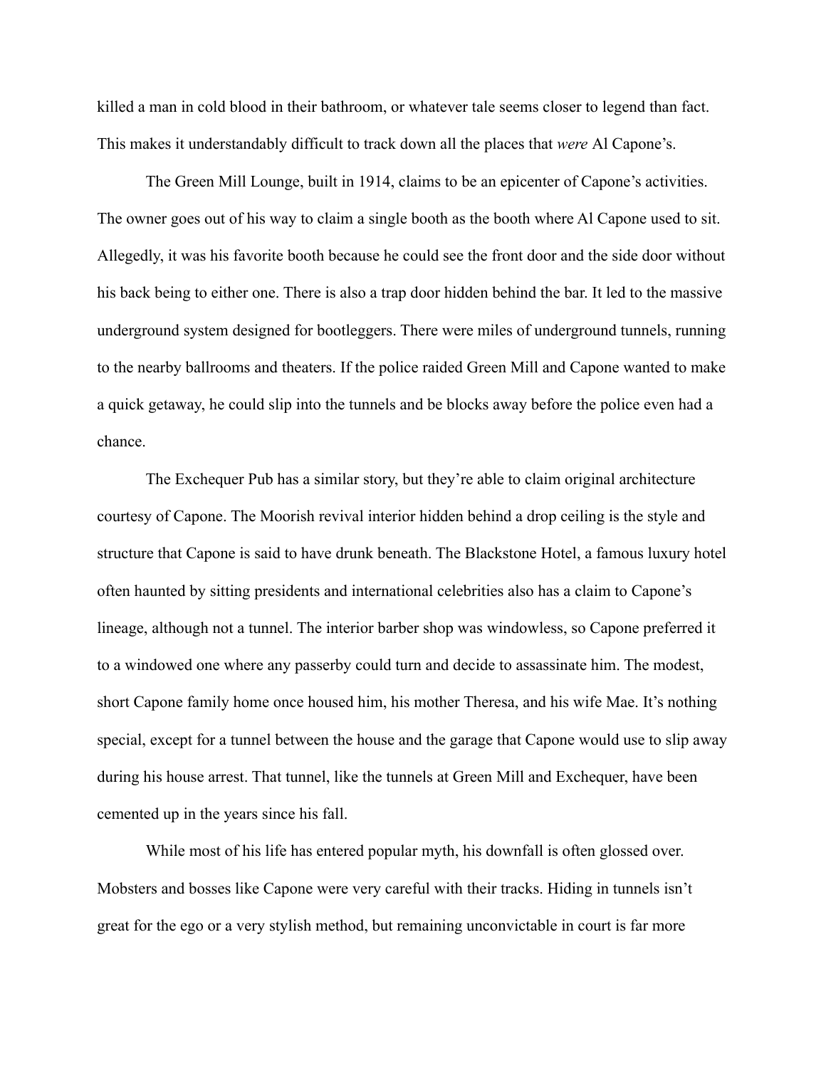killed a man in cold blood in their bathroom, or whatever tale seems closer to legend than fact. This makes it understandably difficult to track down all the places that *were* Al Capone's.

The Green Mill Lounge, built in 1914, claims to be an epicenter of Capone's activities. The owner goes out of his way to claim a single booth as the booth where Al Capone used to sit. Allegedly, it was his favorite booth because he could see the front door and the side door without his back being to either one. There is also a trap door hidden behind the bar. It led to the massive underground system designed for bootleggers. There were miles of underground tunnels, running to the nearby ballrooms and theaters. If the police raided Green Mill and Capone wanted to make a quick getaway, he could slip into the tunnels and be blocks away before the police even had a chance.

The Exchequer Pub has a similar story, but they're able to claim original architecture courtesy of Capone. The Moorish revival interior hidden behind a drop ceiling is the style and structure that Capone is said to have drunk beneath. The Blackstone Hotel, a famous luxury hotel often haunted by sitting presidents and international celebrities also has a claim to Capone's lineage, although not a tunnel. The interior barber shop was windowless, so Capone preferred it to a windowed one where any passerby could turn and decide to assassinate him. The modest, short Capone family home once housed him, his mother Theresa, and his wife Mae. It's nothing special, except for a tunnel between the house and the garage that Capone would use to slip away during his house arrest. That tunnel, like the tunnels at Green Mill and Exchequer, have been cemented up in the years since his fall.

While most of his life has entered popular myth, his downfall is often glossed over. Mobsters and bosses like Capone were very careful with their tracks. Hiding in tunnels isn't great for the ego or a very stylish method, but remaining unconvictable in court is far more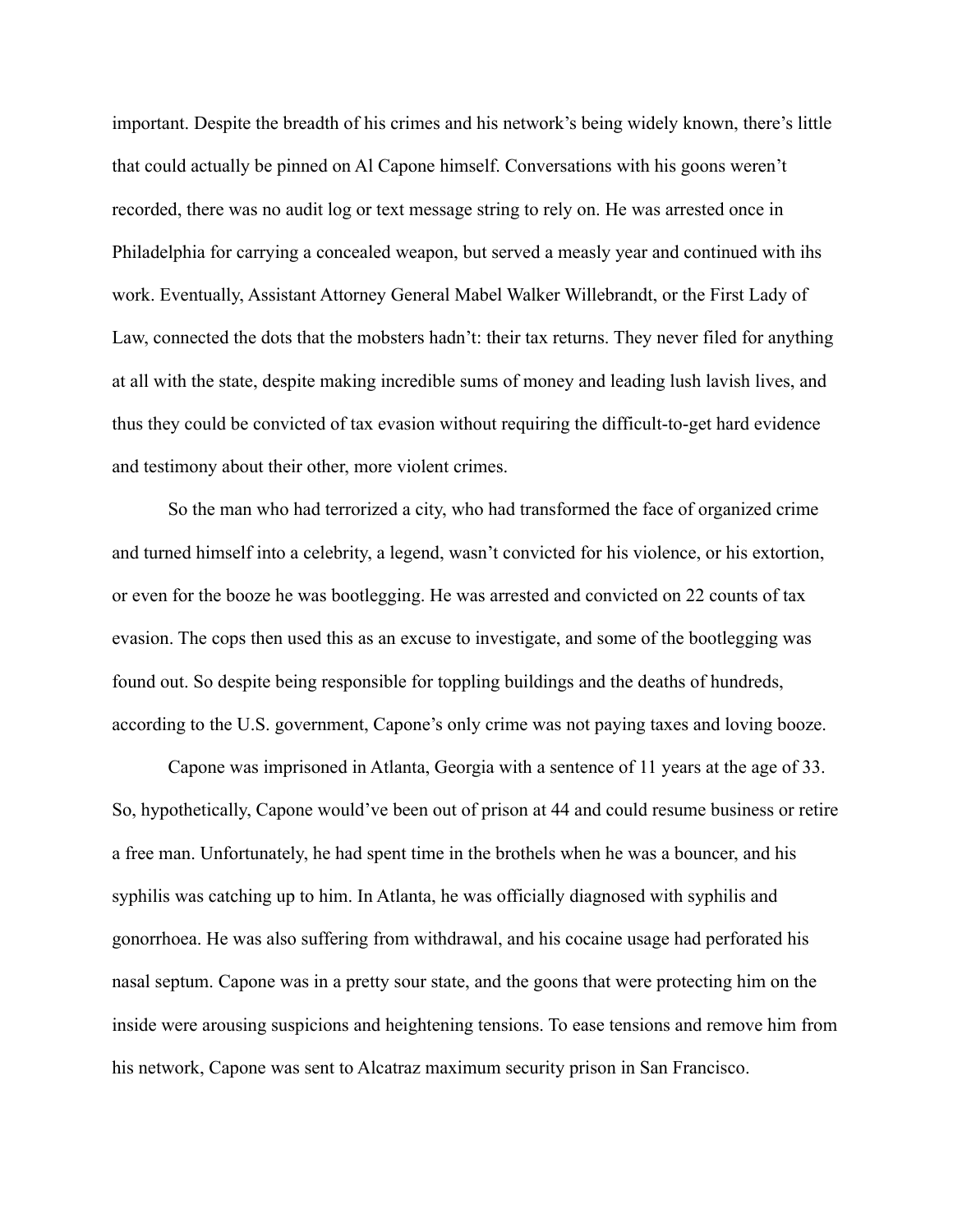important. Despite the breadth of his crimes and his network's being widely known, there's little that could actually be pinned on Al Capone himself. Conversations with his goons weren't recorded, there was no audit log or text message string to rely on. He was arrested once in Philadelphia for carrying a concealed weapon, but served a measly year and continued with ihs work. Eventually, Assistant Attorney General Mabel Walker Willebrandt, or the First Lady of Law, connected the dots that the mobsters hadn't: their tax returns. They never filed for anything at all with the state, despite making incredible sums of money and leading lush lavish lives, and thus they could be convicted of tax evasion without requiring the difficult-to-get hard evidence and testimony about their other, more violent crimes.

So the man who had terrorized a city, who had transformed the face of organized crime and turned himself into a celebrity, a legend, wasn't convicted for his violence, or his extortion, or even for the booze he was bootlegging. He was arrested and convicted on 22 counts of tax evasion. The cops then used this as an excuse to investigate, and some of the bootlegging was found out. So despite being responsible for toppling buildings and the deaths of hundreds, according to the U.S. government, Capone's only crime was not paying taxes and loving booze.

Capone was imprisoned in Atlanta, Georgia with a sentence of 11 years at the age of 33. So, hypothetically, Capone would've been out of prison at 44 and could resume business or retire a free man. Unfortunately, he had spent time in the brothels when he was a bouncer, and his syphilis was catching up to him. In Atlanta, he was officially diagnosed with syphilis and gonorrhoea. He was also suffering from withdrawal, and his cocaine usage had perforated his nasal septum. Capone was in a pretty sour state, and the goons that were protecting him on the inside were arousing suspicions and heightening tensions. To ease tensions and remove him from his network, Capone was sent to Alcatraz maximum security prison in San Francisco.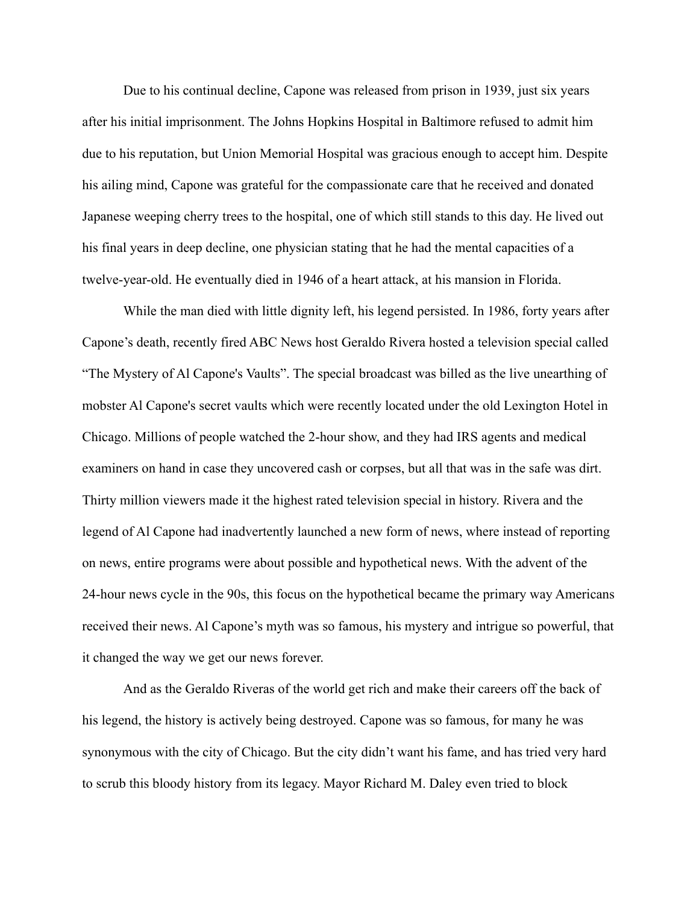Due to his continual decline, Capone was released from prison in 1939, just six years after his initial imprisonment. The Johns Hopkins Hospital in Baltimore refused to admit him due to his reputation, but Union Memorial Hospital was gracious enough to accept him. Despite his ailing mind, Capone was grateful for the compassionate care that he received and donated Japanese weeping cherry trees to the hospital, one of which still stands to this day. He lived out his final years in deep decline, one physician stating that he had the mental capacities of a twelve-year-old. He eventually died in 1946 of a heart attack, at his mansion in Florida.

While the man died with little dignity left, his legend persisted. In 1986, forty years after Capone's death, recently fired ABC News host Geraldo Rivera hosted a television special called "The Mystery of Al Capone's Vaults". The special broadcast was billed as the live unearthing of mobster Al Capone's secret vaults which were recently located under the old Lexington Hotel in Chicago. Millions of people watched the 2-hour show, and they had IRS agents and medical examiners on hand in case they uncovered cash or corpses, but all that was in the safe was dirt. Thirty million viewers made it the highest rated television special in history. Rivera and the legend of Al Capone had inadvertently launched a new form of news, where instead of reporting on news, entire programs were about possible and hypothetical news. With the advent of the 24-hour news cycle in the 90s, this focus on the hypothetical became the primary way Americans received their news. Al Capone's myth was so famous, his mystery and intrigue so powerful, that it changed the way we get our news forever.

And as the Geraldo Riveras of the world get rich and make their careers off the back of his legend, the history is actively being destroyed. Capone was so famous, for many he was synonymous with the city of Chicago. But the city didn't want his fame, and has tried very hard to scrub this bloody history from its legacy. Mayor Richard M. Daley even tried to block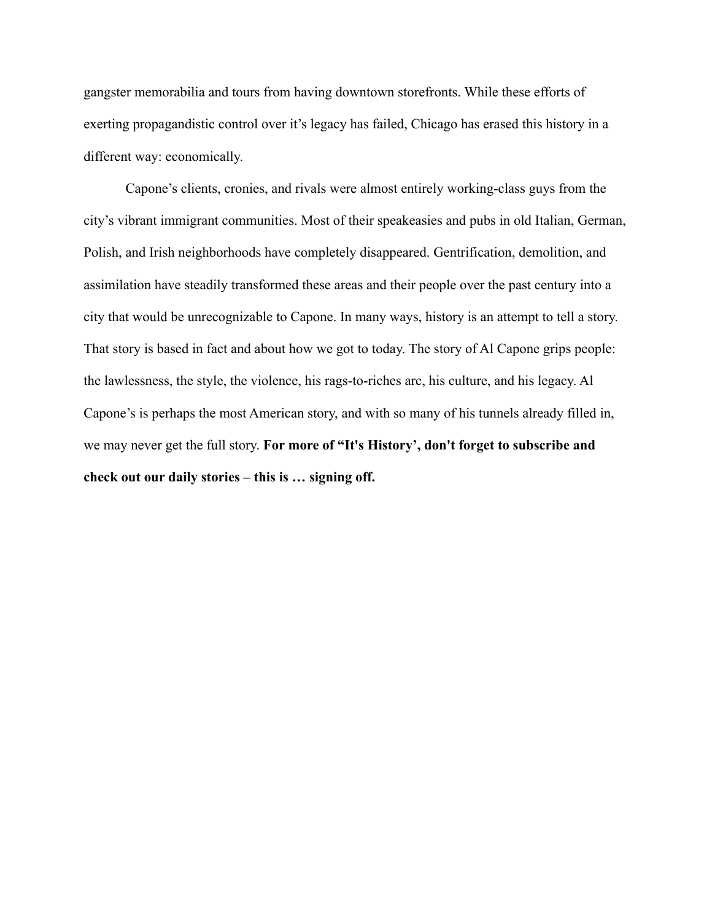gangster memorabilia and tours from having downtown storefronts. While these efforts of exerting propagandistic control over it's legacy has failed, Chicago has erased this history in a different way: economically.

Capone's clients, cronies, and rivals were almost entirely working-class guys from the city's vibrant immigrant communities. Most of their speakeasies and pubs in old Italian, German, Polish, and Irish neighborhoods have completely disappeared. Gentrification, demolition, and assimilation have steadily transformed these areas and their people over the past century into a city that would be unrecognizable to Capone. In many ways, history is an attempt to tell a story. That story is based in fact and about how we got to today. The story of Al Capone grips people: the lawlessness, the style, the violence, his rags-to-riches arc, his culture, and his legacy. Al Capone's is perhaps the most American story, and with so many of his tunnels already filled in, we may never get the full story. **For more of "It's History', don't forget to subscribe and check out our daily stories – this is … signing off.**